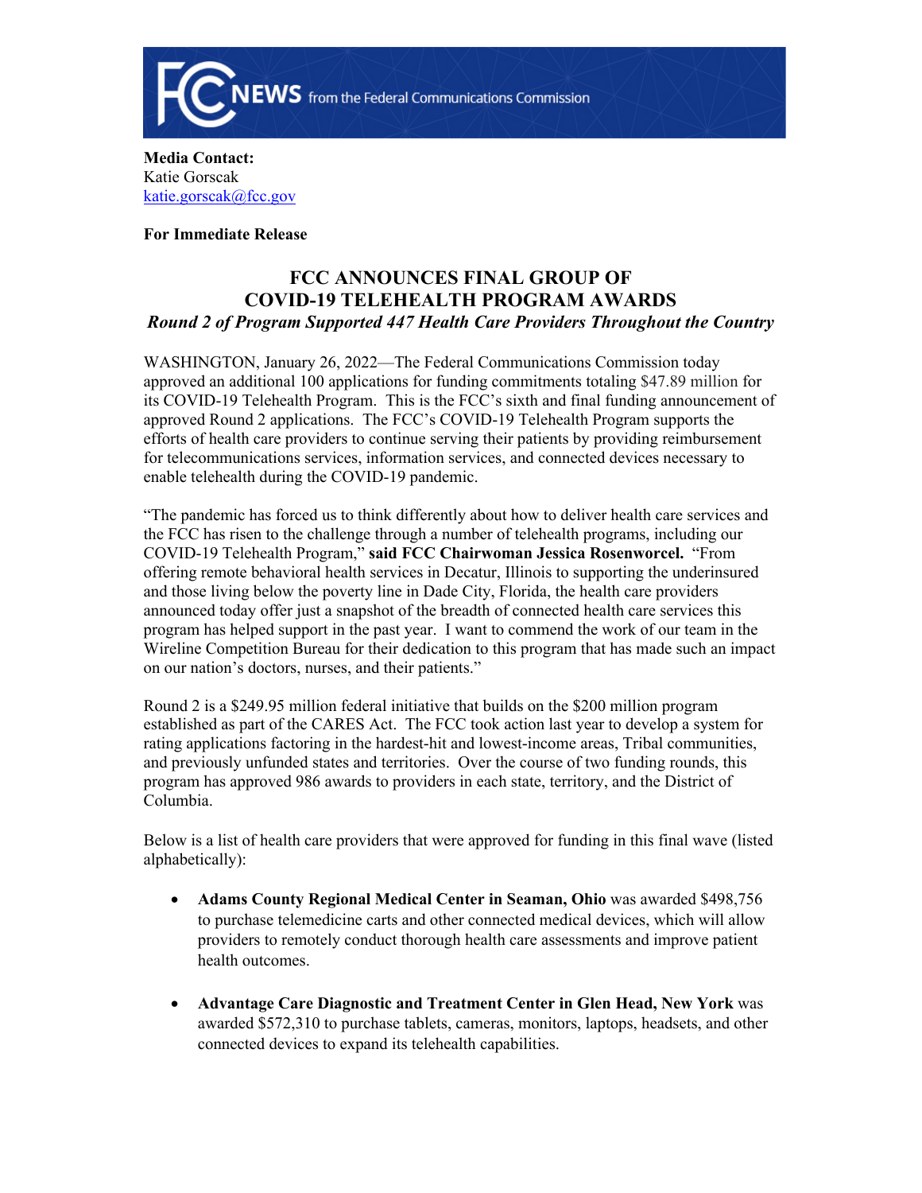**FCC NEWS** from the Federal Communications Commission

**Media Contact:**
Katie Gorscak
katie.gorscak@fcc.gov

**For Immediate Release**

# FCC ANNOUNCES FINAL GROUP OF COVID-19 TELEHEALTH PROGRAM AWARDS

***Round 2 of Program Supported 447 Health Care Providers Throughout the Country***

WASHINGTON, January 26, 2022—The Federal Communications Commission today approved an additional 100 applications for funding commitments totaling $47.89 million for its COVID-19 Telehealth Program. This is the FCC's sixth and final funding announcement of approved Round 2 applications. The FCC's COVID-19 Telehealth Program supports the efforts of health care providers to continue serving their patients by providing reimbursement for telecommunications services, information services, and connected devices necessary to enable telehealth during the COVID-19 pandemic.

"The pandemic has forced us to think differently about how to deliver health care services and the FCC has risen to the challenge through a number of telehealth programs, including our COVID-19 Telehealth Program," **said FCC Chairwoman Jessica Rosenworcel.** "From offering remote behavioral health services in Decatur, Illinois to supporting the underinsured and those living below the poverty line in Dade City, Florida, the health care providers announced today offer just a snapshot of the breadth of connected health care services this program has helped support in the past year. I want to commend the work of our team in the Wireline Competition Bureau for their dedication to this program that has made such an impact on our nation's doctors, nurses, and their patients."

Round 2 is a $249.95 million federal initiative that builds on the $200 million program established as part of the CARES Act. The FCC took action last year to develop a system for rating applications factoring in the hardest-hit and lowest-income areas, Tribal communities, and previously unfunded states and territories. Over the course of two funding rounds, this program has approved 986 awards to providers in each state, territory, and the District of Columbia.

Below is a list of health care providers that were approved for funding in this final wave (listed alphabetically):

- **Adams County Regional Medical Center in Seaman, Ohio** was awarded $498,756 to purchase telemedicine carts and other connected medical devices, which will allow providers to remotely conduct thorough health care assessments and improve patient health outcomes.

- **Advantage Care Diagnostic and Treatment Center in Glen Head, New York** was awarded $572,310 to purchase tablets, cameras, monitors, laptops, headsets, and other connected devices to expand its telehealth capabilities.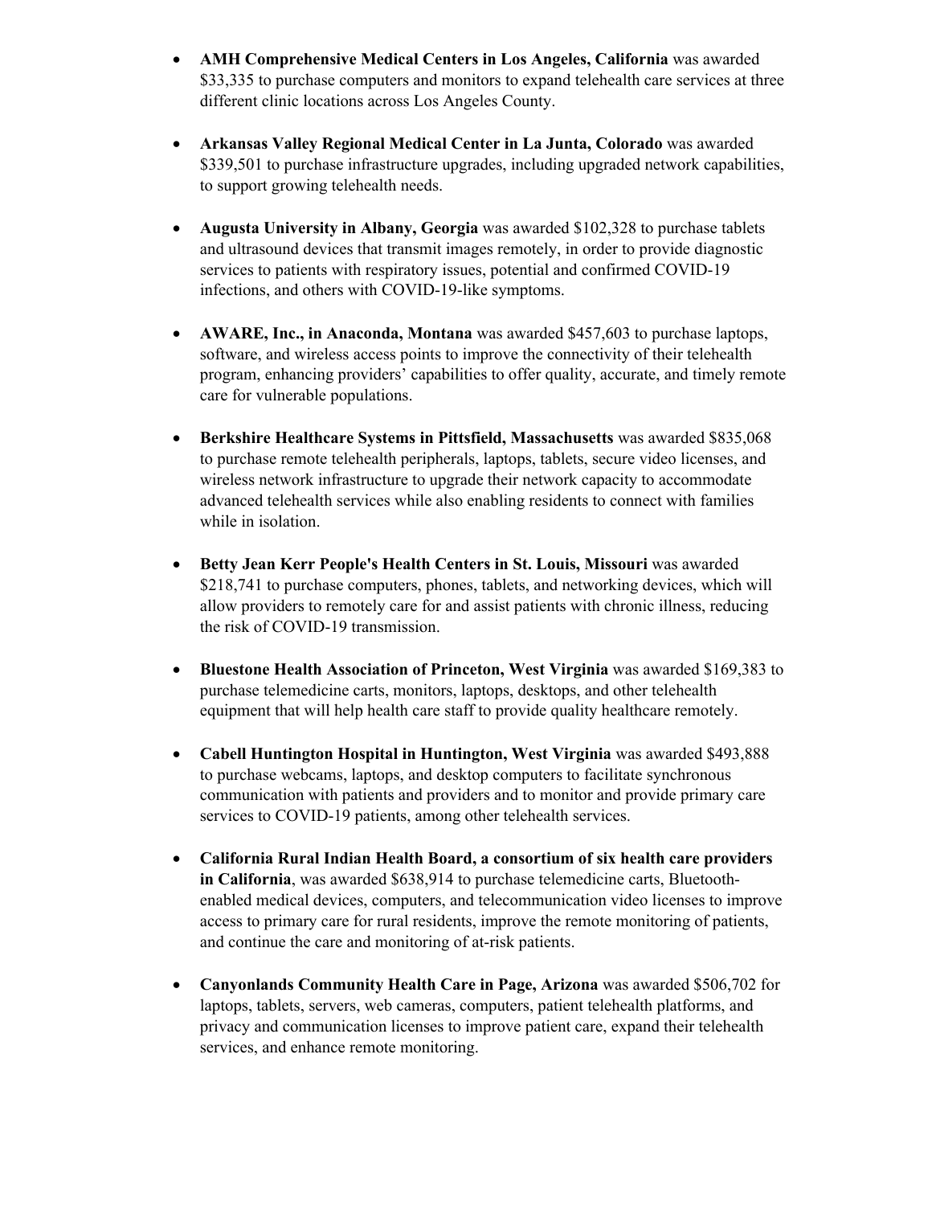- **AMH Comprehensive Medical Centers in Los Angeles, California** was awarded $33,335 to purchase computers and monitors to expand telehealth care services at three different clinic locations across Los Angeles County.

- **Arkansas Valley Regional Medical Center in La Junta, Colorado** was awarded $339,501 to purchase infrastructure upgrades, including upgraded network capabilities, to support growing telehealth needs.

- **Augusta University in Albany, Georgia** was awarded $102,328 to purchase tablets and ultrasound devices that transmit images remotely, in order to provide diagnostic services to patients with respiratory issues, potential and confirmed COVID-19 infections, and others with COVID-19-like symptoms.

- **AWARE, Inc., in Anaconda, Montana** was awarded $457,603 to purchase laptops, software, and wireless access points to improve the connectivity of their telehealth program, enhancing providers' capabilities to offer quality, accurate, and timely remote care for vulnerable populations.

- **Berkshire Healthcare Systems in Pittsfield, Massachusetts** was awarded $835,068 to purchase remote telehealth peripherals, laptops, tablets, secure video licenses, and wireless network infrastructure to upgrade their network capacity to accommodate advanced telehealth services while also enabling residents to connect with families while in isolation.

- **Betty Jean Kerr People's Health Centers in St. Louis, Missouri** was awarded $218,741 to purchase computers, phones, tablets, and networking devices, which will allow providers to remotely care for and assist patients with chronic illness, reducing the risk of COVID-19 transmission.

- **Bluestone Health Association of Princeton, West Virginia** was awarded $169,383 to purchase telemedicine carts, monitors, laptops, desktops, and other telehealth equipment that will help health care staff to provide quality healthcare remotely.

- **Cabell Huntington Hospital in Huntington, West Virginia** was awarded $493,888 to purchase webcams, laptops, and desktop computers to facilitate synchronous communication with patients and providers and to monitor and provide primary care services to COVID-19 patients, among other telehealth services.

- **California Rural Indian Health Board, a consortium of six health care providers in California**, was awarded $638,914 to purchase telemedicine carts, Bluetooth-enabled medical devices, computers, and telecommunication video licenses to improve access to primary care for rural residents, improve the remote monitoring of patients, and continue the care and monitoring of at-risk patients.

- **Canyonlands Community Health Care in Page, Arizona** was awarded $506,702 for laptops, tablets, servers, web cameras, computers, patient telehealth platforms, and privacy and communication licenses to improve patient care, expand their telehealth services, and enhance remote monitoring.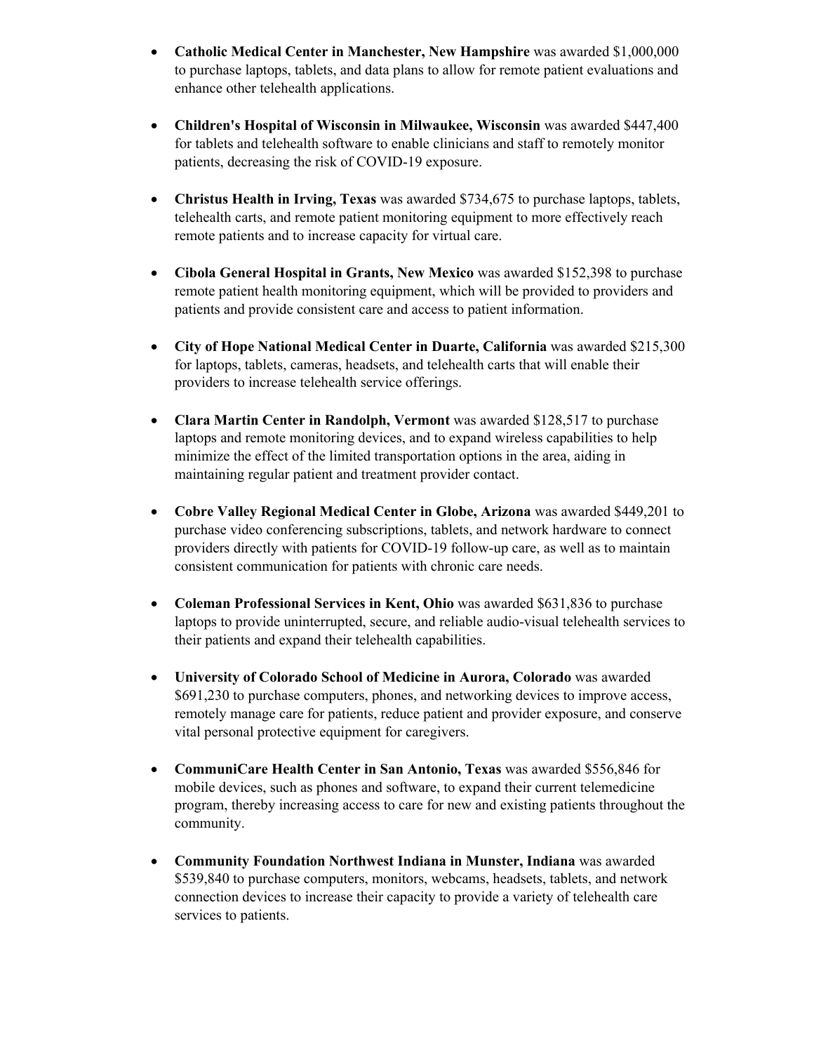- **Catholic Medical Center in Manchester, New Hampshire** was awarded $1,000,000 to purchase laptops, tablets, and data plans to allow for remote patient evaluations and enhance other telehealth applications.

- **Children's Hospital of Wisconsin in Milwaukee, Wisconsin** was awarded $447,400 for tablets and telehealth software to enable clinicians and staff to remotely monitor patients, decreasing the risk of COVID-19 exposure.

- **Christus Health in Irving, Texas** was awarded $734,675 to purchase laptops, tablets, telehealth carts, and remote patient monitoring equipment to more effectively reach remote patients and to increase capacity for virtual care.

- **Cibola General Hospital in Grants, New Mexico** was awarded $152,398 to purchase remote patient health monitoring equipment, which will be provided to providers and patients and provide consistent care and access to patient information.

- **City of Hope National Medical Center in Duarte, California** was awarded $215,300 for laptops, tablets, cameras, headsets, and telehealth carts that will enable their providers to increase telehealth service offerings.

- **Clara Martin Center in Randolph, Vermont** was awarded $128,517 to purchase laptops and remote monitoring devices, and to expand wireless capabilities to help minimize the effect of the limited transportation options in the area, aiding in maintaining regular patient and treatment provider contact.

- **Cobre Valley Regional Medical Center in Globe, Arizona** was awarded $449,201 to purchase video conferencing subscriptions, tablets, and network hardware to connect providers directly with patients for COVID-19 follow-up care, as well as to maintain consistent communication for patients with chronic care needs.

- **Coleman Professional Services in Kent, Ohio** was awarded $631,836 to purchase laptops to provide uninterrupted, secure, and reliable audio-visual telehealth services to their patients and expand their telehealth capabilities.

- **University of Colorado School of Medicine in Aurora, Colorado** was awarded $691,230 to purchase computers, phones, and networking devices to improve access, remotely manage care for patients, reduce patient and provider exposure, and conserve vital personal protective equipment for caregivers.

- **CommuniCare Health Center in San Antonio, Texas** was awarded $556,846 for mobile devices, such as phones and software, to expand their current telemedicine program, thereby increasing access to care for new and existing patients throughout the community.

- **Community Foundation Northwest Indiana in Munster, Indiana** was awarded $539,840 to purchase computers, monitors, webcams, headsets, tablets, and network connection devices to increase their capacity to provide a variety of telehealth care services to patients.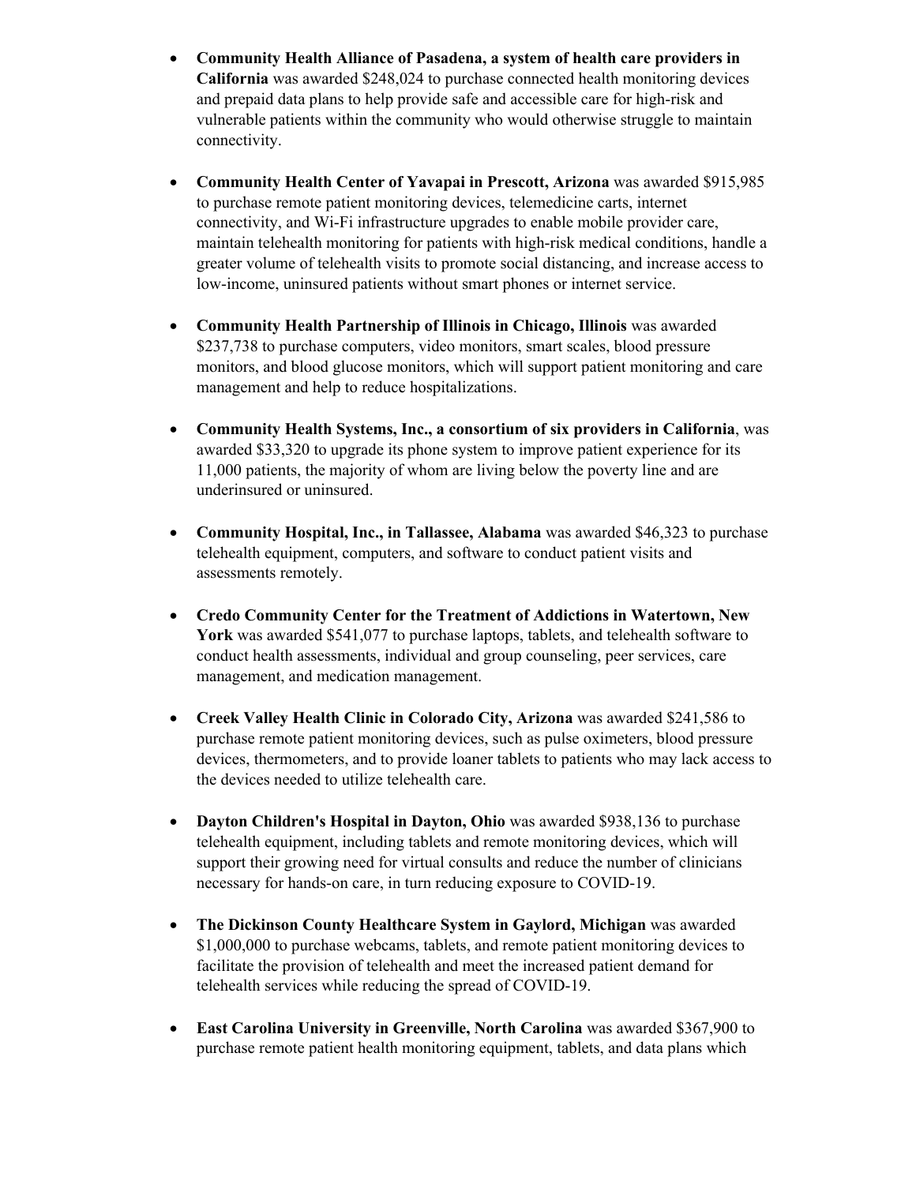- **Community Health Alliance of Pasadena, a system of health care providers in California** was awarded $248,024 to purchase connected health monitoring devices and prepaid data plans to help provide safe and accessible care for high-risk and vulnerable patients within the community who would otherwise struggle to maintain connectivity.

- **Community Health Center of Yavapai in Prescott, Arizona** was awarded $915,985 to purchase remote patient monitoring devices, telemedicine carts, internet connectivity, and Wi-Fi infrastructure upgrades to enable mobile provider care, maintain telehealth monitoring for patients with high-risk medical conditions, handle a greater volume of telehealth visits to promote social distancing, and increase access to low-income, uninsured patients without smart phones or internet service.

- **Community Health Partnership of Illinois in Chicago, Illinois** was awarded $237,738 to purchase computers, video monitors, smart scales, blood pressure monitors, and blood glucose monitors, which will support patient monitoring and care management and help to reduce hospitalizations.

- **Community Health Systems, Inc., a consortium of six providers in California**, was awarded $33,320 to upgrade its phone system to improve patient experience for its 11,000 patients, the majority of whom are living below the poverty line and are underinsured or uninsured.

- **Community Hospital, Inc., in Tallassee, Alabama** was awarded $46,323 to purchase telehealth equipment, computers, and software to conduct patient visits and assessments remotely.

- **Credo Community Center for the Treatment of Addictions in Watertown, New York** was awarded $541,077 to purchase laptops, tablets, and telehealth software to conduct health assessments, individual and group counseling, peer services, care management, and medication management.

- **Creek Valley Health Clinic in Colorado City, Arizona** was awarded $241,586 to purchase remote patient monitoring devices, such as pulse oximeters, blood pressure devices, thermometers, and to provide loaner tablets to patients who may lack access to the devices needed to utilize telehealth care.

- **Dayton Children's Hospital in Dayton, Ohio** was awarded $938,136 to purchase telehealth equipment, including tablets and remote monitoring devices, which will support their growing need for virtual consults and reduce the number of clinicians necessary for hands-on care, in turn reducing exposure to COVID-19.

- **The Dickinson County Healthcare System in Gaylord, Michigan** was awarded $1,000,000 to purchase webcams, tablets, and remote patient monitoring devices to facilitate the provision of telehealth and meet the increased patient demand for telehealth services while reducing the spread of COVID-19.

- **East Carolina University in Greenville, North Carolina** was awarded $367,900 to purchase remote patient health monitoring equipment, tablets, and data plans which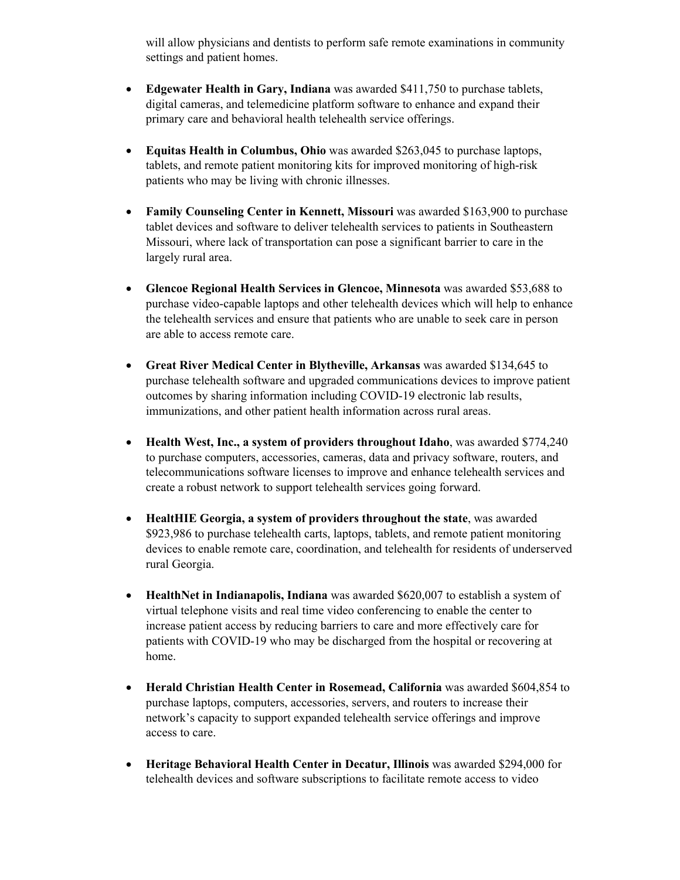will allow physicians and dentists to perform safe remote examinations in community settings and patient homes.

- **Edgewater Health in Gary, Indiana** was awarded $411,750 to purchase tablets, digital cameras, and telemedicine platform software to enhance and expand their primary care and behavioral health telehealth service offerings.

- **Equitas Health in Columbus, Ohio** was awarded $263,045 to purchase laptops, tablets, and remote patient monitoring kits for improved monitoring of high-risk patients who may be living with chronic illnesses.

- **Family Counseling Center in Kennett, Missouri** was awarded $163,900 to purchase tablet devices and software to deliver telehealth services to patients in Southeastern Missouri, where lack of transportation can pose a significant barrier to care in the largely rural area.

- **Glencoe Regional Health Services in Glencoe, Minnesota** was awarded $53,688 to purchase video-capable laptops and other telehealth devices which will help to enhance the telehealth services and ensure that patients who are unable to seek care in person are able to access remote care.

- **Great River Medical Center in Blytheville, Arkansas** was awarded $134,645 to purchase telehealth software and upgraded communications devices to improve patient outcomes by sharing information including COVID-19 electronic lab results, immunizations, and other patient health information across rural areas.

- **Health West, Inc., a system of providers throughout Idaho**, was awarded $774,240 to purchase computers, accessories, cameras, data and privacy software, routers, and telecommunications software licenses to improve and enhance telehealth services and create a robust network to support telehealth services going forward.

- **HealtHIE Georgia, a system of providers throughout the state**, was awarded $923,986 to purchase telehealth carts, laptops, tablets, and remote patient monitoring devices to enable remote care, coordination, and telehealth for residents of underserved rural Georgia.

- **HealthNet in Indianapolis, Indiana** was awarded $620,007 to establish a system of virtual telephone visits and real time video conferencing to enable the center to increase patient access by reducing barriers to care and more effectively care for patients with COVID-19 who may be discharged from the hospital or recovering at home.

- **Herald Christian Health Center in Rosemead, California** was awarded $604,854 to purchase laptops, computers, accessories, servers, and routers to increase their network's capacity to support expanded telehealth service offerings and improve access to care.

- **Heritage Behavioral Health Center in Decatur, Illinois** was awarded $294,000 for telehealth devices and software subscriptions to facilitate remote access to video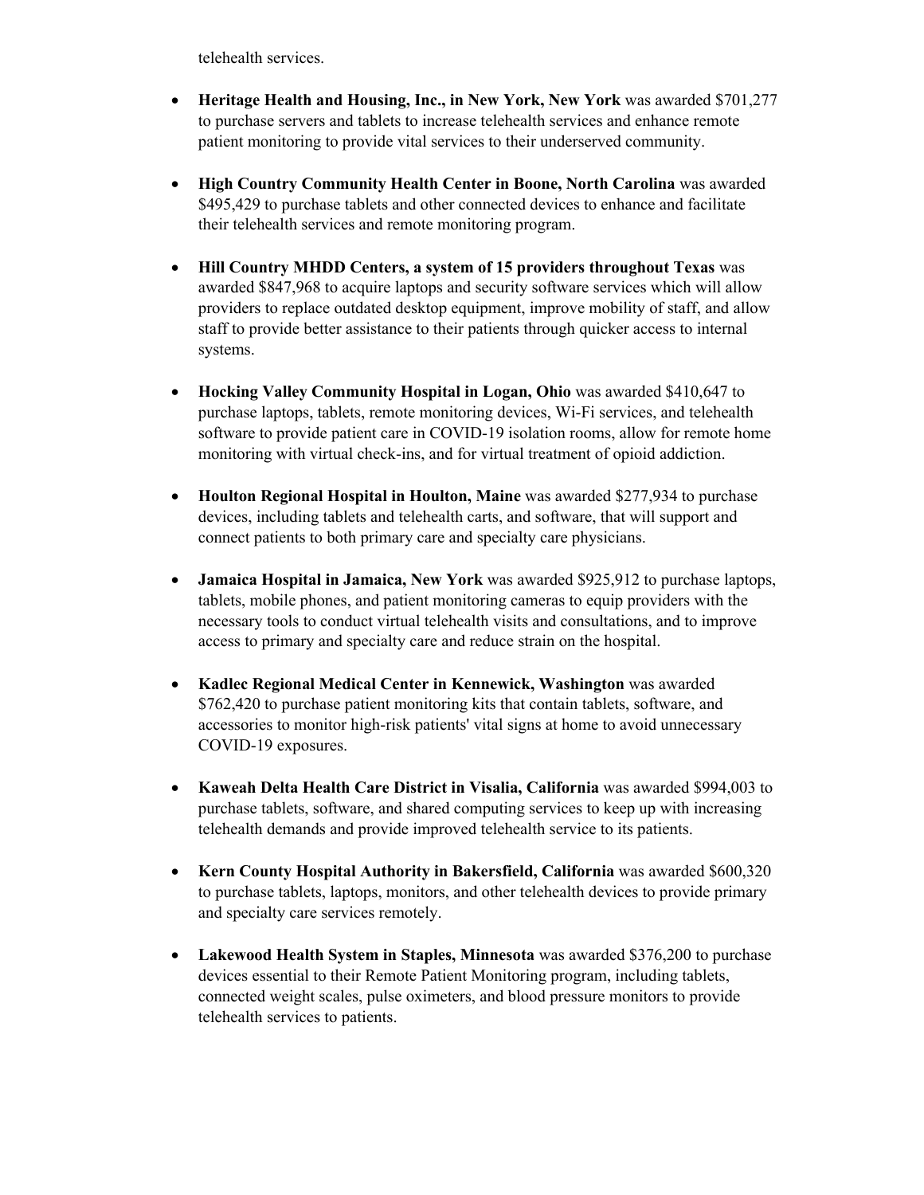telehealth services.

- **Heritage Health and Housing, Inc., in New York, New York** was awarded $701,277 to purchase servers and tablets to increase telehealth services and enhance remote patient monitoring to provide vital services to their underserved community.

- **High Country Community Health Center in Boone, North Carolina** was awarded $495,429 to purchase tablets and other connected devices to enhance and facilitate their telehealth services and remote monitoring program.

- **Hill Country MHDD Centers, a system of 15 providers throughout Texas** was awarded $847,968 to acquire laptops and security software services which will allow providers to replace outdated desktop equipment, improve mobility of staff, and allow staff to provide better assistance to their patients through quicker access to internal systems.

- **Hocking Valley Community Hospital in Logan, Ohio** was awarded $410,647 to purchase laptops, tablets, remote monitoring devices, Wi-Fi services, and telehealth software to provide patient care in COVID-19 isolation rooms, allow for remote home monitoring with virtual check-ins, and for virtual treatment of opioid addiction.

- **Houlton Regional Hospital in Houlton, Maine** was awarded $277,934 to purchase devices, including tablets and telehealth carts, and software, that will support and connect patients to both primary care and specialty care physicians.

- **Jamaica Hospital in Jamaica, New York** was awarded $925,912 to purchase laptops, tablets, mobile phones, and patient monitoring cameras to equip providers with the necessary tools to conduct virtual telehealth visits and consultations, and to improve access to primary and specialty care and reduce strain on the hospital.

- **Kadlec Regional Medical Center in Kennewick, Washington** was awarded $762,420 to purchase patient monitoring kits that contain tablets, software, and accessories to monitor high-risk patients' vital signs at home to avoid unnecessary COVID-19 exposures.

- **Kaweah Delta Health Care District in Visalia, California** was awarded $994,003 to purchase tablets, software, and shared computing services to keep up with increasing telehealth demands and provide improved telehealth service to its patients.

- **Kern County Hospital Authority in Bakersfield, California** was awarded $600,320 to purchase tablets, laptops, monitors, and other telehealth devices to provide primary and specialty care services remotely.

- **Lakewood Health System in Staples, Minnesota** was awarded $376,200 to purchase devices essential to their Remote Patient Monitoring program, including tablets, connected weight scales, pulse oximeters, and blood pressure monitors to provide telehealth services to patients.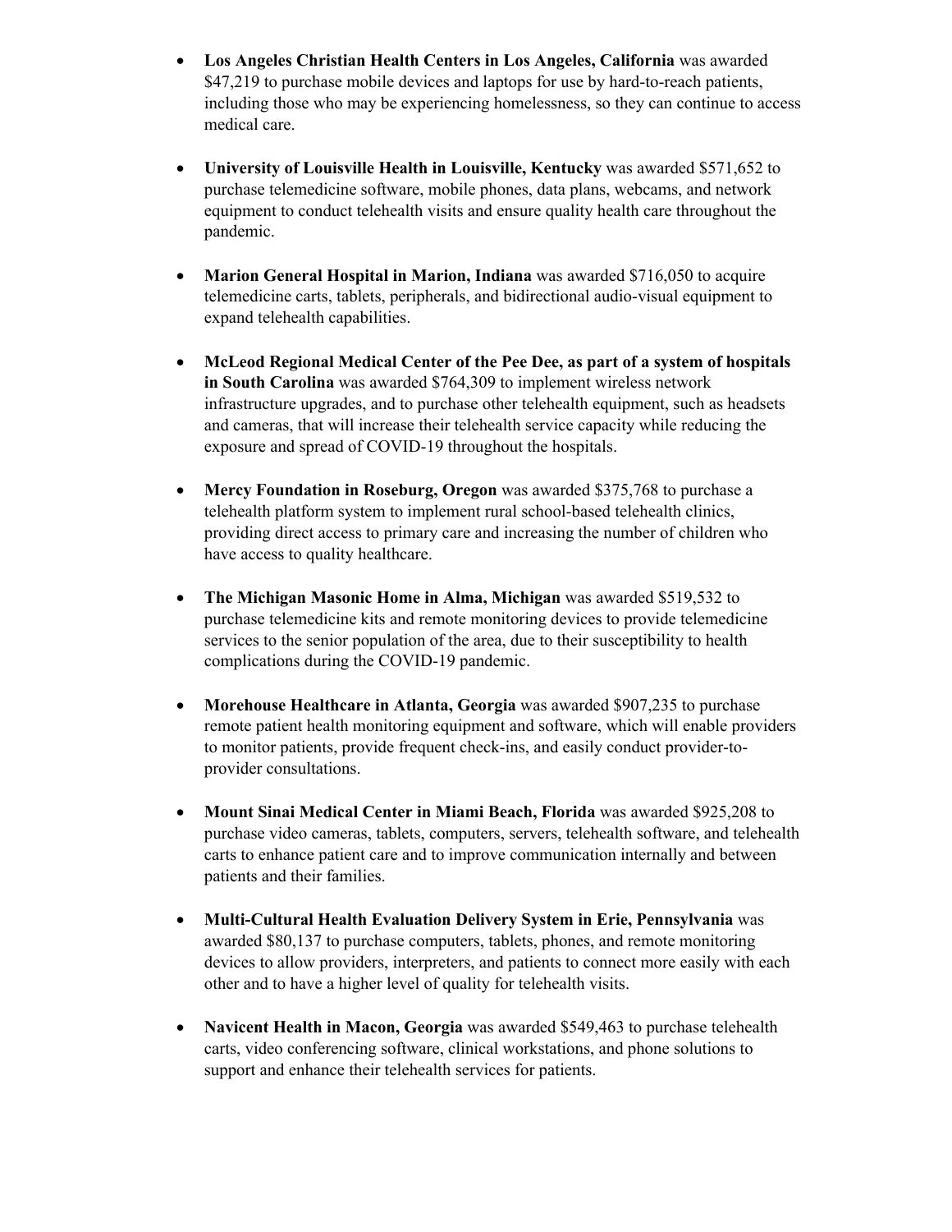- **Los Angeles Christian Health Centers in Los Angeles, California** was awarded $47,219 to purchase mobile devices and laptops for use by hard-to-reach patients, including those who may be experiencing homelessness, so they can continue to access medical care.

- **University of Louisville Health in Louisville, Kentucky** was awarded $571,652 to purchase telemedicine software, mobile phones, data plans, webcams, and network equipment to conduct telehealth visits and ensure quality health care throughout the pandemic.

- **Marion General Hospital in Marion, Indiana** was awarded $716,050 to acquire telemedicine carts, tablets, peripherals, and bidirectional audio-visual equipment to expand telehealth capabilities.

- **McLeod Regional Medical Center of the Pee Dee, as part of a system of hospitals in South Carolina** was awarded $764,309 to implement wireless network infrastructure upgrades, and to purchase other telehealth equipment, such as headsets and cameras, that will increase their telehealth service capacity while reducing the exposure and spread of COVID-19 throughout the hospitals.

- **Mercy Foundation in Roseburg, Oregon** was awarded $375,768 to purchase a telehealth platform system to implement rural school-based telehealth clinics, providing direct access to primary care and increasing the number of children who have access to quality healthcare.

- **The Michigan Masonic Home in Alma, Michigan** was awarded $519,532 to purchase telemedicine kits and remote monitoring devices to provide telemedicine services to the senior population of the area, due to their susceptibility to health complications during the COVID-19 pandemic.

- **Morehouse Healthcare in Atlanta, Georgia** was awarded $907,235 to purchase remote patient health monitoring equipment and software, which will enable providers to monitor patients, provide frequent check-ins, and easily conduct provider-to-provider consultations.

- **Mount Sinai Medical Center in Miami Beach, Florida** was awarded $925,208 to purchase video cameras, tablets, computers, servers, telehealth software, and telehealth carts to enhance patient care and to improve communication internally and between patients and their families.

- **Multi-Cultural Health Evaluation Delivery System in Erie, Pennsylvania** was awarded $80,137 to purchase computers, tablets, phones, and remote monitoring devices to allow providers, interpreters, and patients to connect more easily with each other and to have a higher level of quality for telehealth visits.

- **Navicent Health in Macon, Georgia** was awarded $549,463 to purchase telehealth carts, video conferencing software, clinical workstations, and phone solutions to support and enhance their telehealth services for patients.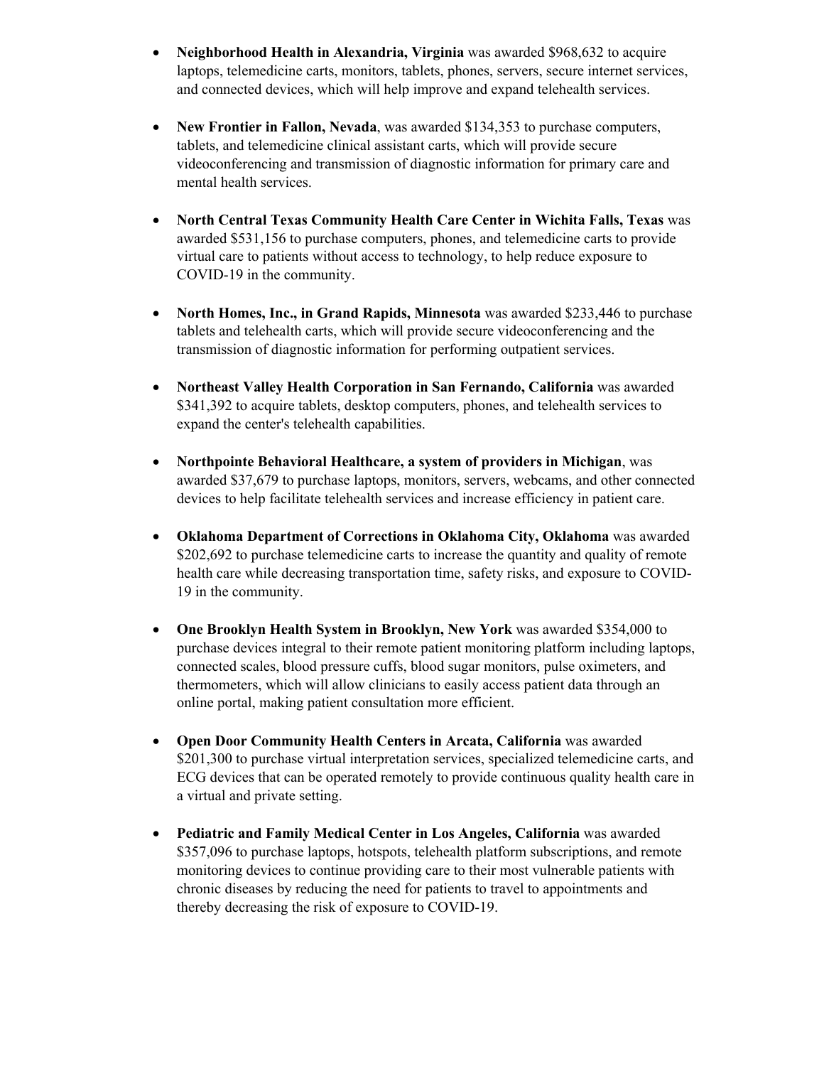- **Neighborhood Health in Alexandria, Virginia** was awarded $968,632 to acquire laptops, telemedicine carts, monitors, tablets, phones, servers, secure internet services, and connected devices, which will help improve and expand telehealth services.

- **New Frontier in Fallon, Nevada**, was awarded $134,353 to purchase computers, tablets, and telemedicine clinical assistant carts, which will provide secure videoconferencing and transmission of diagnostic information for primary care and mental health services.

- **North Central Texas Community Health Care Center in Wichita Falls, Texas** was awarded $531,156 to purchase computers, phones, and telemedicine carts to provide virtual care to patients without access to technology, to help reduce exposure to COVID-19 in the community.

- **North Homes, Inc., in Grand Rapids, Minnesota** was awarded $233,446 to purchase tablets and telehealth carts, which will provide secure videoconferencing and the transmission of diagnostic information for performing outpatient services.

- **Northeast Valley Health Corporation in San Fernando, California** was awarded $341,392 to acquire tablets, desktop computers, phones, and telehealth services to expand the center's telehealth capabilities.

- **Northpointe Behavioral Healthcare, a system of providers in Michigan**, was awarded $37,679 to purchase laptops, monitors, servers, webcams, and other connected devices to help facilitate telehealth services and increase efficiency in patient care.

- **Oklahoma Department of Corrections in Oklahoma City, Oklahoma** was awarded $202,692 to purchase telemedicine carts to increase the quantity and quality of remote health care while decreasing transportation time, safety risks, and exposure to COVID-19 in the community.

- **One Brooklyn Health System in Brooklyn, New York** was awarded $354,000 to purchase devices integral to their remote patient monitoring platform including laptops, connected scales, blood pressure cuffs, blood sugar monitors, pulse oximeters, and thermometers, which will allow clinicians to easily access patient data through an online portal, making patient consultation more efficient.

- **Open Door Community Health Centers in Arcata, California** was awarded $201,300 to purchase virtual interpretation services, specialized telemedicine carts, and ECG devices that can be operated remotely to provide continuous quality health care in a virtual and private setting.

- **Pediatric and Family Medical Center in Los Angeles, California** was awarded $357,096 to purchase laptops, hotspots, telehealth platform subscriptions, and remote monitoring devices to continue providing care to their most vulnerable patients with chronic diseases by reducing the need for patients to travel to appointments and thereby decreasing the risk of exposure to COVID-19.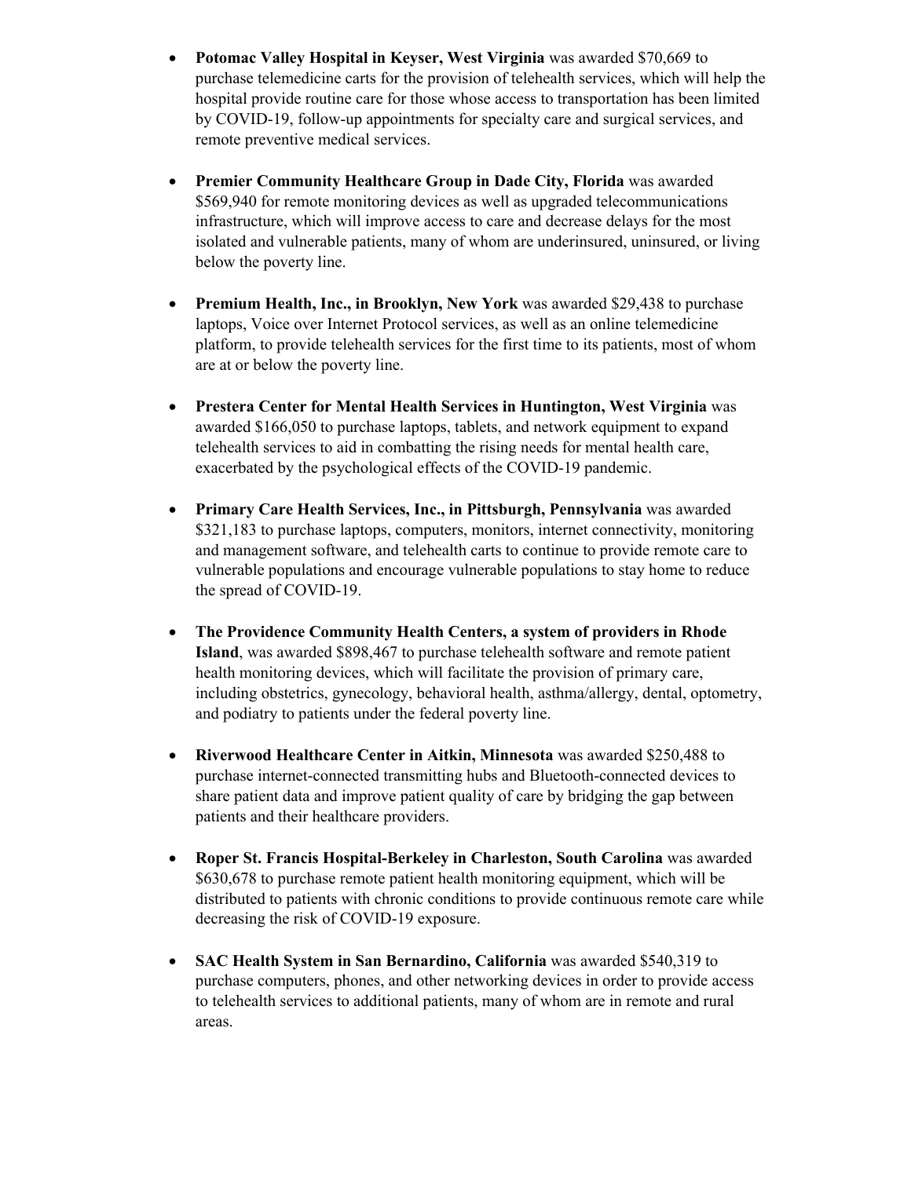- **Potomac Valley Hospital in Keyser, West Virginia** was awarded $70,669 to purchase telemedicine carts for the provision of telehealth services, which will help the hospital provide routine care for those whose access to transportation has been limited by COVID-19, follow-up appointments for specialty care and surgical services, and remote preventive medical services.

- **Premier Community Healthcare Group in Dade City, Florida** was awarded $569,940 for remote monitoring devices as well as upgraded telecommunications infrastructure, which will improve access to care and decrease delays for the most isolated and vulnerable patients, many of whom are underinsured, uninsured, or living below the poverty line.

- **Premium Health, Inc., in Brooklyn, New York** was awarded $29,438 to purchase laptops, Voice over Internet Protocol services, as well as an online telemedicine platform, to provide telehealth services for the first time to its patients, most of whom are at or below the poverty line.

- **Prestera Center for Mental Health Services in Huntington, West Virginia** was awarded $166,050 to purchase laptops, tablets, and network equipment to expand telehealth services to aid in combatting the rising needs for mental health care, exacerbated by the psychological effects of the COVID-19 pandemic.

- **Primary Care Health Services, Inc., in Pittsburgh, Pennsylvania** was awarded $321,183 to purchase laptops, computers, monitors, internet connectivity, monitoring and management software, and telehealth carts to continue to provide remote care to vulnerable populations and encourage vulnerable populations to stay home to reduce the spread of COVID-19.

- **The Providence Community Health Centers, a system of providers in Rhode Island**, was awarded $898,467 to purchase telehealth software and remote patient health monitoring devices, which will facilitate the provision of primary care, including obstetrics, gynecology, behavioral health, asthma/allergy, dental, optometry, and podiatry to patients under the federal poverty line.

- **Riverwood Healthcare Center in Aitkin, Minnesota** was awarded $250,488 to purchase internet-connected transmitting hubs and Bluetooth-connected devices to share patient data and improve patient quality of care by bridging the gap between patients and their healthcare providers.

- **Roper St. Francis Hospital-Berkeley in Charleston, South Carolina** was awarded $630,678 to purchase remote patient health monitoring equipment, which will be distributed to patients with chronic conditions to provide continuous remote care while decreasing the risk of COVID-19 exposure.

- **SAC Health System in San Bernardino, California** was awarded $540,319 to purchase computers, phones, and other networking devices in order to provide access to telehealth services to additional patients, many of whom are in remote and rural areas.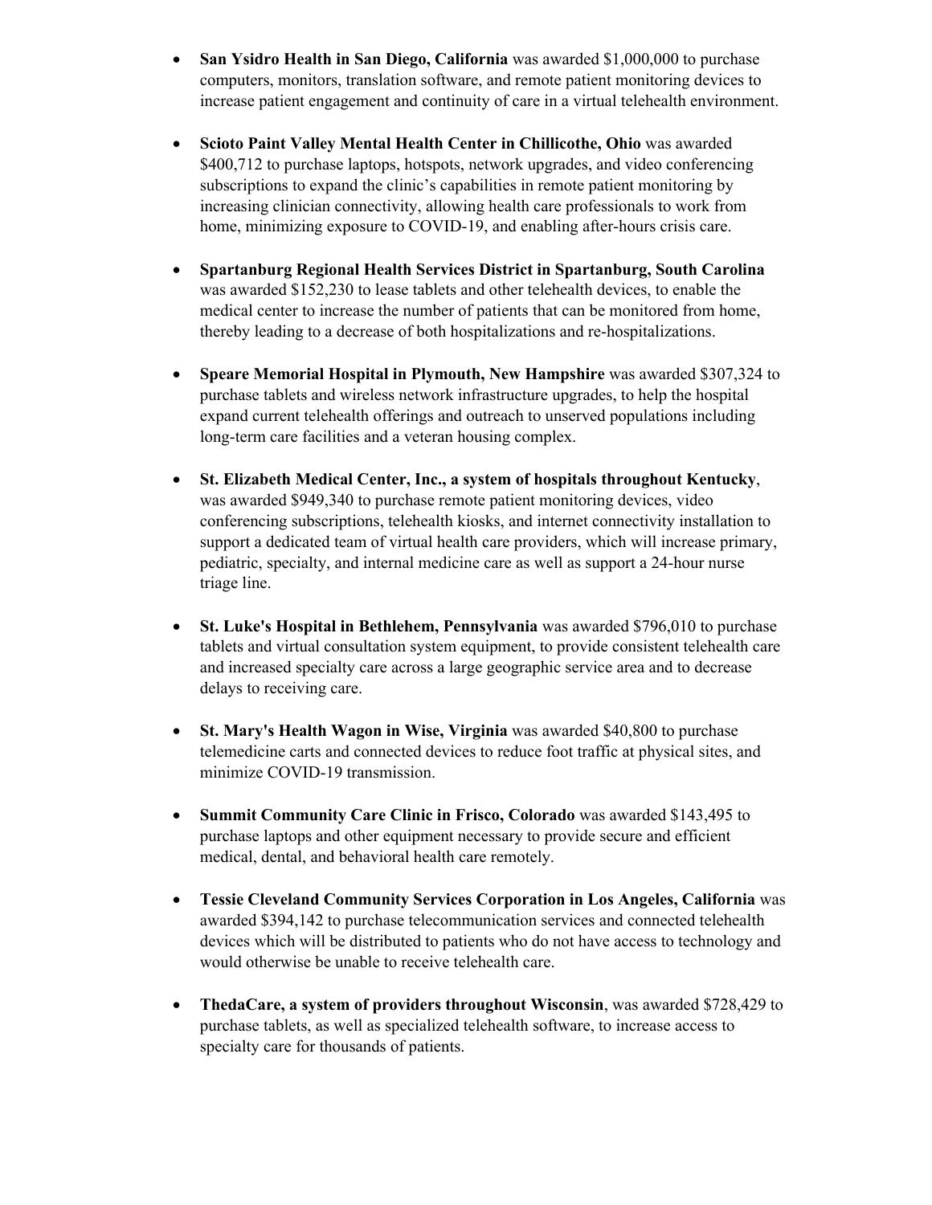- **San Ysidro Health in San Diego, California** was awarded $1,000,000 to purchase computers, monitors, translation software, and remote patient monitoring devices to increase patient engagement and continuity of care in a virtual telehealth environment.

- **Scioto Paint Valley Mental Health Center in Chillicothe, Ohio** was awarded $400,712 to purchase laptops, hotspots, network upgrades, and video conferencing subscriptions to expand the clinic's capabilities in remote patient monitoring by increasing clinician connectivity, allowing health care professionals to work from home, minimizing exposure to COVID-19, and enabling after-hours crisis care.

- **Spartanburg Regional Health Services District in Spartanburg, South Carolina** was awarded $152,230 to lease tablets and other telehealth devices, to enable the medical center to increase the number of patients that can be monitored from home, thereby leading to a decrease of both hospitalizations and re-hospitalizations.

- **Speare Memorial Hospital in Plymouth, New Hampshire** was awarded $307,324 to purchase tablets and wireless network infrastructure upgrades, to help the hospital expand current telehealth offerings and outreach to unserved populations including long-term care facilities and a veteran housing complex.

- **St. Elizabeth Medical Center, Inc., a system of hospitals throughout Kentucky**, was awarded $949,340 to purchase remote patient monitoring devices, video conferencing subscriptions, telehealth kiosks, and internet connectivity installation to support a dedicated team of virtual health care providers, which will increase primary, pediatric, specialty, and internal medicine care as well as support a 24-hour nurse triage line.

- **St. Luke's Hospital in Bethlehem, Pennsylvania** was awarded $796,010 to purchase tablets and virtual consultation system equipment, to provide consistent telehealth care and increased specialty care across a large geographic service area and to decrease delays to receiving care.

- **St. Mary's Health Wagon in Wise, Virginia** was awarded $40,800 to purchase telemedicine carts and connected devices to reduce foot traffic at physical sites, and minimize COVID-19 transmission.

- **Summit Community Care Clinic in Frisco, Colorado** was awarded $143,495 to purchase laptops and other equipment necessary to provide secure and efficient medical, dental, and behavioral health care remotely.

- **Tessie Cleveland Community Services Corporation in Los Angeles, California** was awarded $394,142 to purchase telecommunication services and connected telehealth devices which will be distributed to patients who do not have access to technology and would otherwise be unable to receive telehealth care.

- **ThedaCare, a system of providers throughout Wisconsin**, was awarded $728,429 to purchase tablets, as well as specialized telehealth software, to increase access to specialty care for thousands of patients.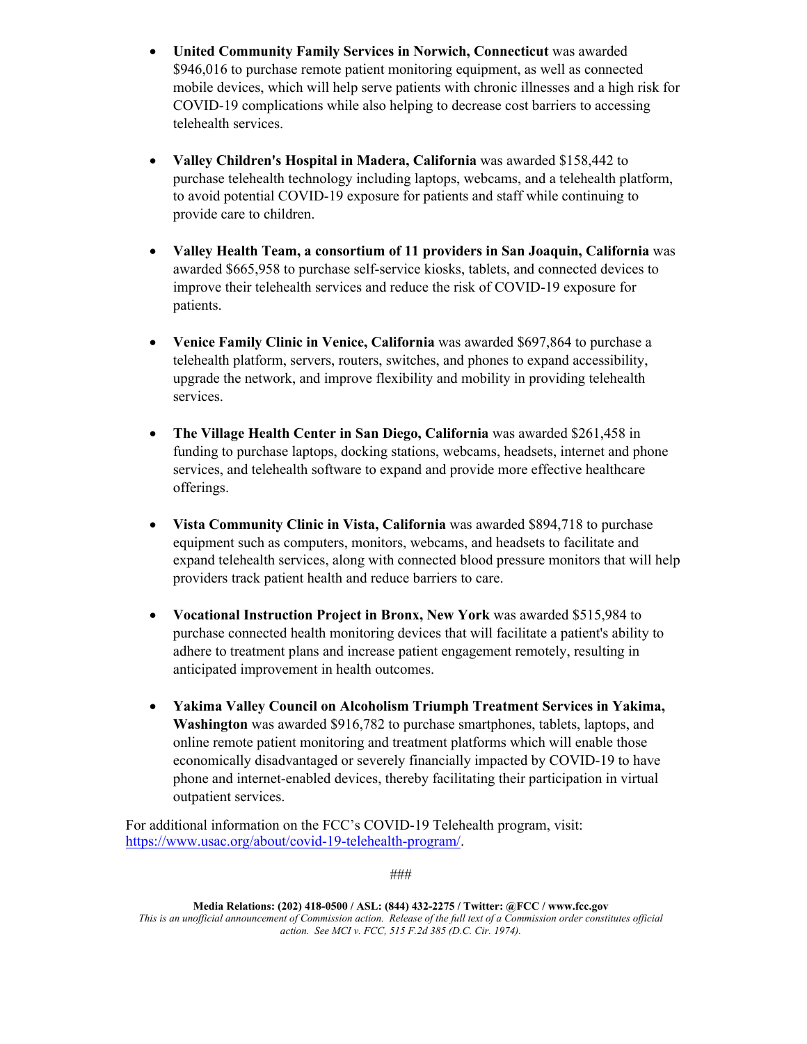- **United Community Family Services in Norwich, Connecticut** was awarded $946,016 to purchase remote patient monitoring equipment, as well as connected mobile devices, which will help serve patients with chronic illnesses and a high risk for COVID-19 complications while also helping to decrease cost barriers to accessing telehealth services.

- **Valley Children's Hospital in Madera, California** was awarded $158,442 to purchase telehealth technology including laptops, webcams, and a telehealth platform, to avoid potential COVID-19 exposure for patients and staff while continuing to provide care to children.

- **Valley Health Team, a consortium of 11 providers in San Joaquin, California** was awarded $665,958 to purchase self-service kiosks, tablets, and connected devices to improve their telehealth services and reduce the risk of COVID-19 exposure for patients.

- **Venice Family Clinic in Venice, California** was awarded $697,864 to purchase a telehealth platform, servers, routers, switches, and phones to expand accessibility, upgrade the network, and improve flexibility and mobility in providing telehealth services.

- **The Village Health Center in San Diego, California** was awarded $261,458 in funding to purchase laptops, docking stations, webcams, headsets, internet and phone services, and telehealth software to expand and provide more effective healthcare offerings.

- **Vista Community Clinic in Vista, California** was awarded $894,718 to purchase equipment such as computers, monitors, webcams, and headsets to facilitate and expand telehealth services, along with connected blood pressure monitors that will help providers track patient health and reduce barriers to care.

- **Vocational Instruction Project in Bronx, New York** was awarded $515,984 to purchase connected health monitoring devices that will facilitate a patient's ability to adhere to treatment plans and increase patient engagement remotely, resulting in anticipated improvement in health outcomes.

- **Yakima Valley Council on Alcoholism Triumph Treatment Services in Yakima, Washington** was awarded $916,782 to purchase smartphones, tablets, laptops, and online remote patient monitoring and treatment platforms which will enable those economically disadvantaged or severely financially impacted by COVID-19 to have phone and internet-enabled devices, thereby facilitating their participation in virtual outpatient services.

For additional information on the FCC's COVID-19 Telehealth program, visit: https://www.usac.org/about/covid-19-telehealth-program/.

###

**Media Relations: (202) 418-0500 / ASL: (844) 432-2275 / Twitter: @FCC / www.fcc.gov**

*This is an unofficial announcement of Commission action. Release of the full text of a Commission order constitutes official action. See MCI v. FCC, 515 F.2d 385 (D.C. Cir. 1974).*